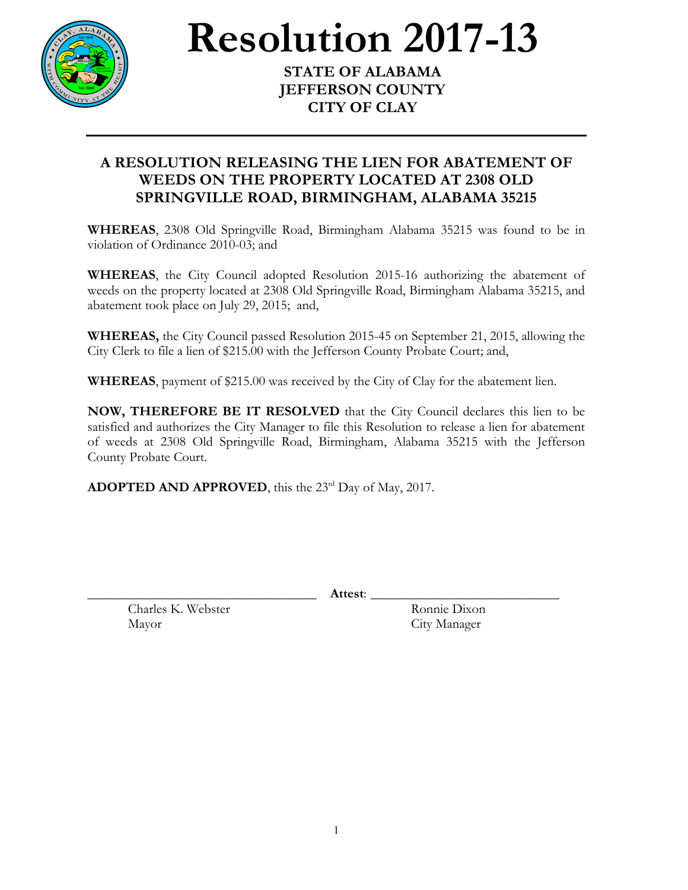# Resolution 2017-13

**STATE OF ALABAMA**
**JEFFERSON COUNTY**
**CITY OF CLAY**

---

## A RESOLUTION RELEASING THE LIEN FOR ABATEMENT OF WEEDS ON THE PROPERTY LOCATED AT 2308 OLD SPRINGVILLE ROAD, BIRMINGHAM, ALABAMA 35215

**WHEREAS**, 2308 Old Springville Road, Birmingham Alabama 35215 was found to be in violation of Ordinance 2010-03; and

**WHEREAS**, the City Council adopted Resolution 2015-16 authorizing the abatement of weeds on the property located at 2308 Old Springville Road, Birmingham Alabama 35215, and abatement took place on July 29, 2015; and,

**WHEREAS,** the City Council passed Resolution 2015-45 on September 21, 2015, allowing the City Clerk to file a lien of $215.00 with the Jefferson County Probate Court; and,

**WHEREAS**, payment of $215.00 was received by the City of Clay for the abatement lien.

**NOW, THEREFORE BE IT RESOLVED** that the City Council declares this lien to be satisfied and authorizes the City Manager to file this Resolution to release a lien for abatement of weeds at 2308 Old Springville Road, Birmingham, Alabama 35215 with the Jefferson County Probate Court.

**ADOPTED AND APPROVED**, this the 23rd Day of May, 2017.

\_\_\_\_\_\_\_\_\_\_\_\_\_\_\_\_\_\_\_\_\_\_\_\_\_\_\_\_\_\_\_\_ **Attest**: \_\_\_\_\_\_\_\_\_\_\_\_\_\_\_\_\_\_\_\_\_\_\_\_\_\_\_\_\_\_

Charles K. Webster
Mayor

Ronnie Dixon
City Manager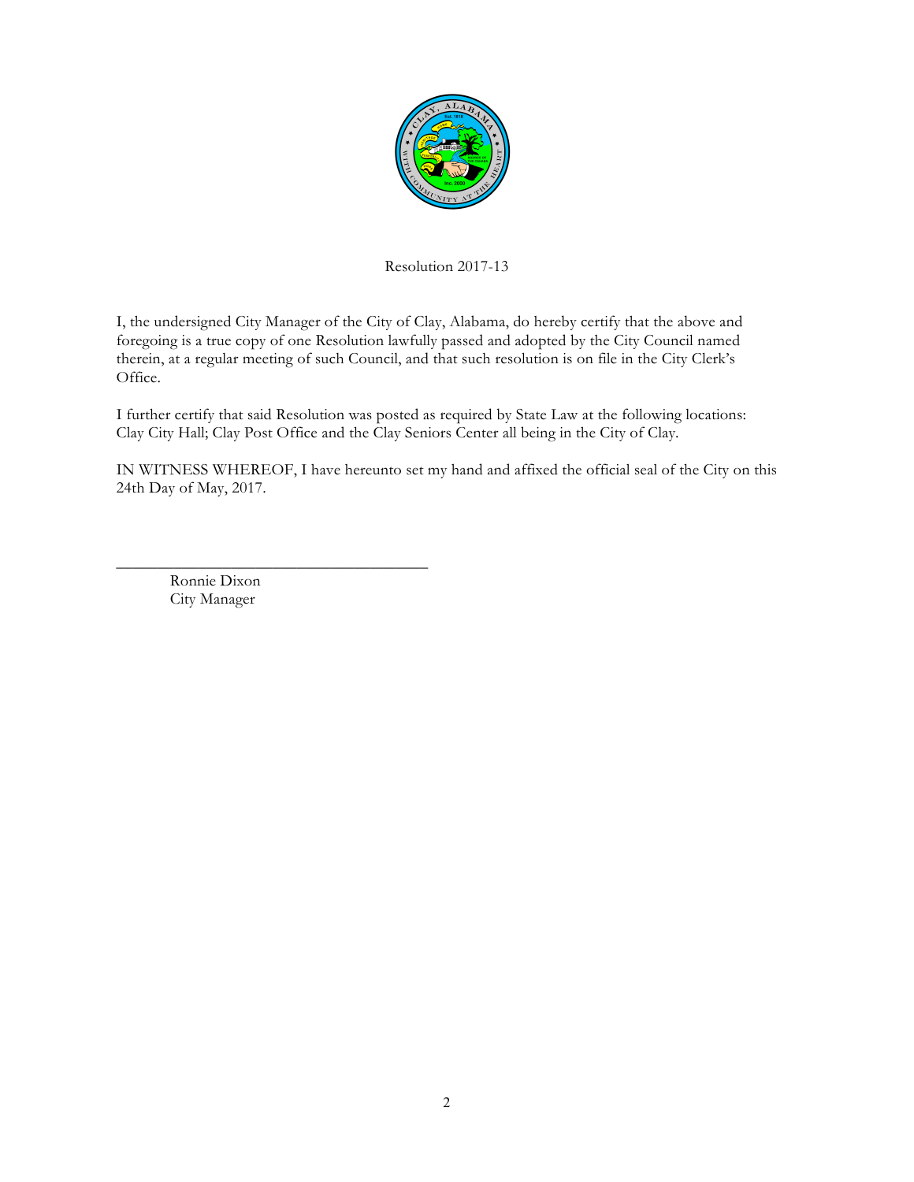Resolution 2017-13

I, the undersigned City Manager of the City of Clay, Alabama, do hereby certify that the above and foregoing is a true copy of one Resolution lawfully passed and adopted by the City Council named therein, at a regular meeting of such Council, and that such resolution is on file in the City Clerk's Office.

I further certify that said Resolution was posted as required by State Law at the following locations: Clay City Hall; Clay Post Office and the Clay Seniors Center all being in the City of Clay.

IN WITNESS WHEREOF, I have hereunto set my hand and affixed the official seal of the City on this 24th Day of May, 2017.

\_\_\_\_\_\_\_\_\_\_\_\_\_\_\_\_\_\_\_\_\_\_\_\_\_\_\_\_\_\_\_\_\_\_\_\_\_\_\_\_

Ronnie Dixon
City Manager